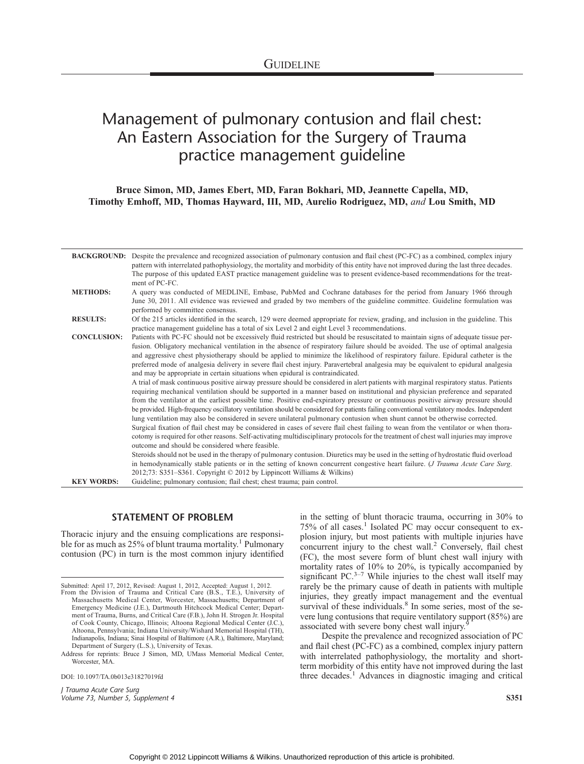# GUIDELINE

# Management of pulmonary contusion and flail chest: An Eastern Association for the Surgery of Trauma practice management guideline

**Bruce Simon, MD, James Ebert, MD, Faran Bokhari, MD, Jeannette Capella, MD, Timothy Emhoff, MD, Thomas Hayward, III, MD, Aurelio Rodriguez, MD,** *and* **Lou Smith, MD**

**BACKGROUND:** Despite the prevalence and recognized association of pulmonary contusion and flail chest (PC-FC) as a combined, complex injury pattern with interrelated pathophysiology, the mortality and morbidity of this entity have not improved during the last three decades. The purpose of this updated EAST practice management guideline was to present evidence-based recommendations for the treatment of PC-FC.

**METHODS:** A query was conducted of MEDLINE, Embase, PubMed and Cochrane databases for the period from January 1966 through June 30, 2011. All evidence was reviewed and graded by two members of the guideline committee. Guideline formulation was performed by committee consensus.

**RESULTS:** Of the 215 articles identified in the search, 129 were deemed appropriate for review, grading, and inclusion in the guideline. This practice management guideline has a total of six Level 2 and eight Level 3 recommendations.

**CONCLUSION:** Patients with PC-FC should not be excessively fluid restricted but should be resuscitated to maintain signs of adequate tissue perfusion. Obligatory mechanical ventilation in the absence of respiratory failure should be avoided. The use of optimal analgesia and aggressive chest physiotherapy should be applied to minimize the likelihood of respiratory failure. Epidural catheter is the preferred mode of analgesia delivery in severe flail chest injury. Paravertebral analgesia may be equivalent to epidural analgesia and may be appropriate in certain situations when epidural is contraindicated.

A trial of mask continuous positive airway pressure should be considered in alert patients with marginal respiratory status. Patients requiring mechanical ventilation should be supported in a manner based on institutional and physician preference and separated from the ventilator at the earliest possible time. Positive end-expiratory pressure or continuous positive airway pressure should be provided. High-frequency oscillatory ventilation should be considered for patients failing conventional ventilatory modes. Independent lung ventilation may also be considered in severe unilateral pulmonary contusion when shunt cannot be otherwise corrected.

Surgical fixation of flail chest may be considered in cases of severe flail chest failing to wean from the ventilator or when thoracotomy is required for other reasons. Self-activating multidisciplinary protocols for the treatment of chest wall injuries may improve outcome and should be considered where feasible.

Steroids should not be used in the therapy of pulmonary contusion. Diuretics may be used in the setting of hydrostatic fluid overload in hemodynamically stable patients or in the setting of known concurrent congestive heart failure. (*J Trauma Acute Care Surg.* 2012;73: S351–S361. Copyright © 2012 by Lippincott Williams & Wilkins)

**KEY WORDS:** Guideline; pulmonary contusion; flail chest; chest trauma; pain control.

## STATEMENT OF PROBLEM

Thoracic injury and the ensuing complications are responsible for as much as 25% of blunt trauma mortality.[1] Pulmonary contusion (PC) in turn is the most common injury identified in the setting of blunt thoracic trauma, occurring in 30% to 75% of all cases.[1] Isolated PC may occur consequent to explosion injury, but most patients with multiple injuries have concurrent injury to the chest wall.[2] Conversely, flail chest (FC), the most severe form of blunt chest wall injury with mortality rates of 10% to 20%, is typically accompanied by significant PC.[3–7] While injuries to the chest wall itself may rarely be the primary cause of death in patients with multiple injuries, they greatly impact management and the eventual survival of these individuals.[8] In some series, most of the severe lung contusions that require ventilatory support (85%) are associated with severe bony chest wall injury.[9]

Despite the prevalence and recognized association of PC and flail chest (PC-FC) as a combined, complex injury pattern with interrelated pathophysiology, the mortality and short-term morbidity of this entity have not improved during the last three decades.[1] Advances in diagnostic imaging and critical

Submitted: April 17, 2012, Revised: August 1, 2012, Accepted: August 1, 2012.

From the Division of Trauma and Critical Care (B.S., T.E.), University of Massachusetts Medical Center, Worcester, Massachusetts; Department of Emergency Medicine (J.E.), Dartmouth Hitchcock Medical Center; Department of Trauma, Burns, and Critical Care (F.B.), John H. Strogen Jr. Hospital of Cook County, Chicago, Illinois; Altoona Regional Medical Center (J.C.), Altoona, Pennsylvania; Indiana University/Wishard Memorial Hospital (TH), Indianapolis, Indiana; Sinai Hospital of Baltimore (A.R.), Baltimore, Maryland; Department of Surgery (L.S.), University of Texas.

Address for reprints: Bruce J Simon, MD, UMass Memorial Medical Center, Worcester, MA.

DOI: 10.1097/TA.0b013e31827019fd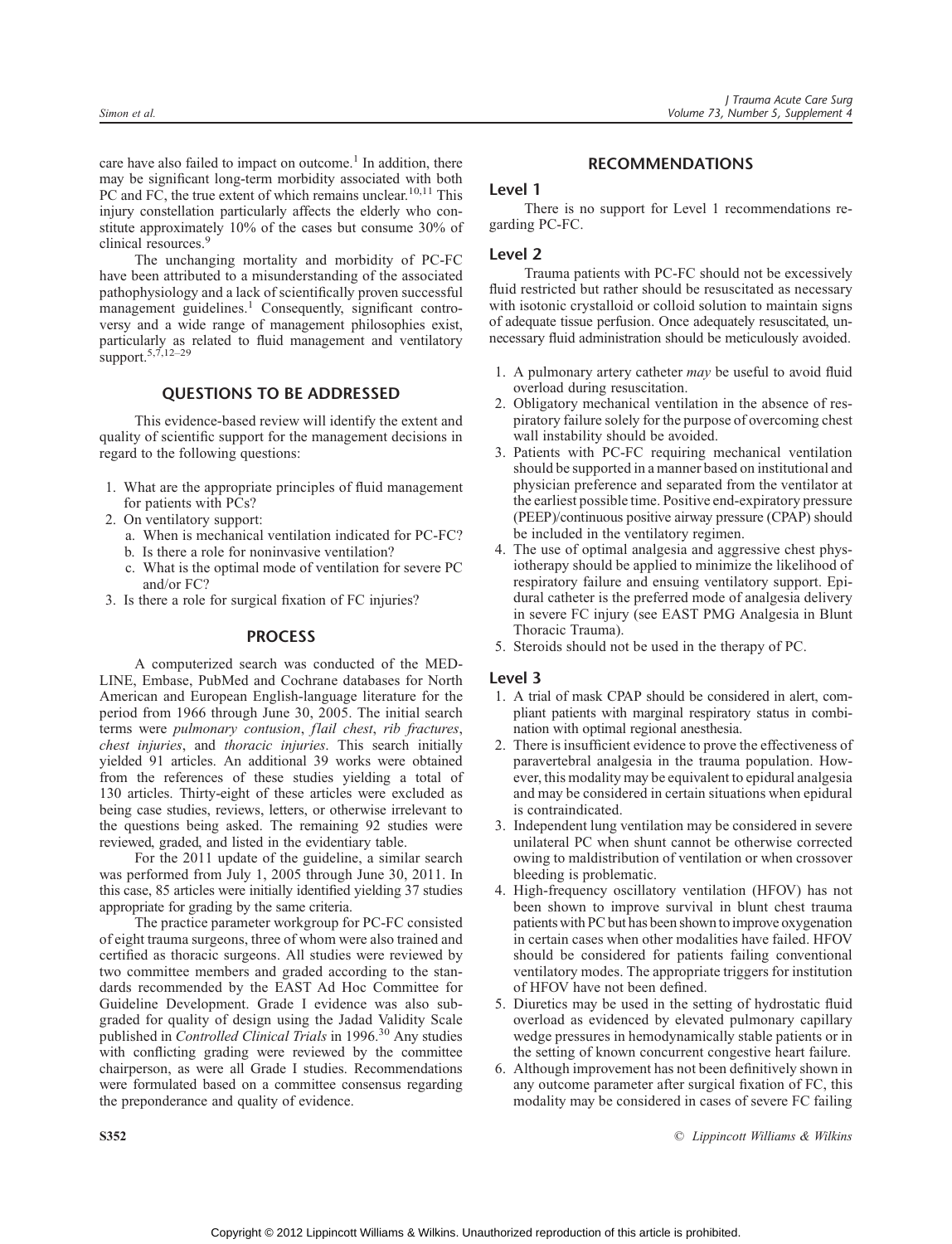care have also failed to impact on outcome.[1] In addition, there may be significant long-term morbidity associated with both PC and FC, the true extent of which remains unclear.[10,11] This injury constellation particularly affects the elderly who constitute approximately 10% of the cases but consume 30% of clinical resources.[9]

The unchanging mortality and morbidity of PC-FC have been attributed to a misunderstanding of the associated pathophysiology and a lack of scientifically proven successful management guidelines.[1] Consequently, significant controversy and a wide range of management philosophies exist, particularly as related to fluid management and ventilatory support.[5,7,12–29]

## QUESTIONS TO BE ADDRESSED

This evidence-based review will identify the extent and quality of scientific support for the management decisions in regard to the following questions:

1. What are the appropriate principles of fluid management for patients with PCs?
2. On ventilatory support:
   a. When is mechanical ventilation indicated for PC-FC?
   b. Is there a role for noninvasive ventilation?
   c. What is the optimal mode of ventilation for severe PC and/or FC?
3. Is there a role for surgical fixation of FC injuries?

## PROCESS

A computerized search was conducted of the MEDLINE, Embase, PubMed and Cochrane databases for North American and European English-language literature for the period from 1966 through June 30, 2005. The initial search terms were *pulmonary contusion*, *flail chest*, *rib fractures*, *chest injuries*, and *thoracic injuries*. This search initially yielded 91 articles. An additional 39 works were obtained from the references of these studies yielding a total of 130 articles. Thirty-eight of these articles were excluded as being case studies, reviews, letters, or otherwise irrelevant to the questions being asked. The remaining 92 studies were reviewed, graded, and listed in the evidentiary table.

For the 2011 update of the guideline, a similar search was performed from July 1, 2005 through June 30, 2011. In this case, 85 articles were initially identified yielding 37 studies appropriate for grading by the same criteria.

The practice parameter workgroup for PC-FC consisted of eight trauma surgeons, three of whom were also trained and certified as thoracic surgeons. All studies were reviewed by two committee members and graded according to the standards recommended by the EAST Ad Hoc Committee for Guideline Development. Grade I evidence was also subgraded for quality of design using the Jadad Validity Scale published in *Controlled Clinical Trials* in 1996.[30] Any studies with conflicting grading were reviewed by the committee chairperson, as were all Grade I studies. Recommendations were formulated based on a committee consensus regarding the preponderance and quality of evidence.

## RECOMMENDATIONS

### Level 1

There is no support for Level 1 recommendations regarding PC-FC.

### Level 2

Trauma patients with PC-FC should not be excessively fluid restricted but rather should be resuscitated as necessary with isotonic crystalloid or colloid solution to maintain signs of adequate tissue perfusion. Once adequately resuscitated, unnecessary fluid administration should be meticulously avoided.

1. A pulmonary artery catheter *may* be useful to avoid fluid overload during resuscitation.
2. Obligatory mechanical ventilation in the absence of respiratory failure solely for the purpose of overcoming chest wall instability should be avoided.
3. Patients with PC-FC requiring mechanical ventilation should be supported in a manner based on institutional and physician preference and separated from the ventilator at the earliest possible time. Positive end-expiratory pressure (PEEP)/continuous positive airway pressure (CPAP) should be included in the ventilatory regimen.
4. The use of optimal analgesia and aggressive chest physiotherapy should be applied to minimize the likelihood of respiratory failure and ensuing ventilatory support. Epidural catheter is the preferred mode of analgesia delivery in severe FC injury (see EAST PMG Analgesia in Blunt Thoracic Trauma).
5. Steroids should not be used in the therapy of PC.

### Level 3

1. A trial of mask CPAP should be considered in alert, compliant patients with marginal respiratory status in combination with optimal regional anesthesia.
2. There is insufficient evidence to prove the effectiveness of paravertebral analgesia in the trauma population. However, this modality may be equivalent to epidural analgesia and may be considered in certain situations when epidural is contraindicated.
3. Independent lung ventilation may be considered in severe unilateral PC when shunt cannot be otherwise corrected owing to maldistribution of ventilation or when crossover bleeding is problematic.
4. High-frequency oscillatory ventilation (HFOV) has not been shown to improve survival in blunt chest trauma patients with PC but has been shown to improve oxygenation in certain cases when other modalities have failed. HFOV should be considered for patients failing conventional ventilatory modes. The appropriate triggers for institution of HFOV have not been defined.
5. Diuretics may be used in the setting of hydrostatic fluid overload as evidenced by elevated pulmonary capillary wedge pressures in hemodynamically stable patients or in the setting of known concurrent congestive heart failure.
6. Although improvement has not been definitively shown in any outcome parameter after surgical fixation of FC, this modality may be considered in cases of severe FC failing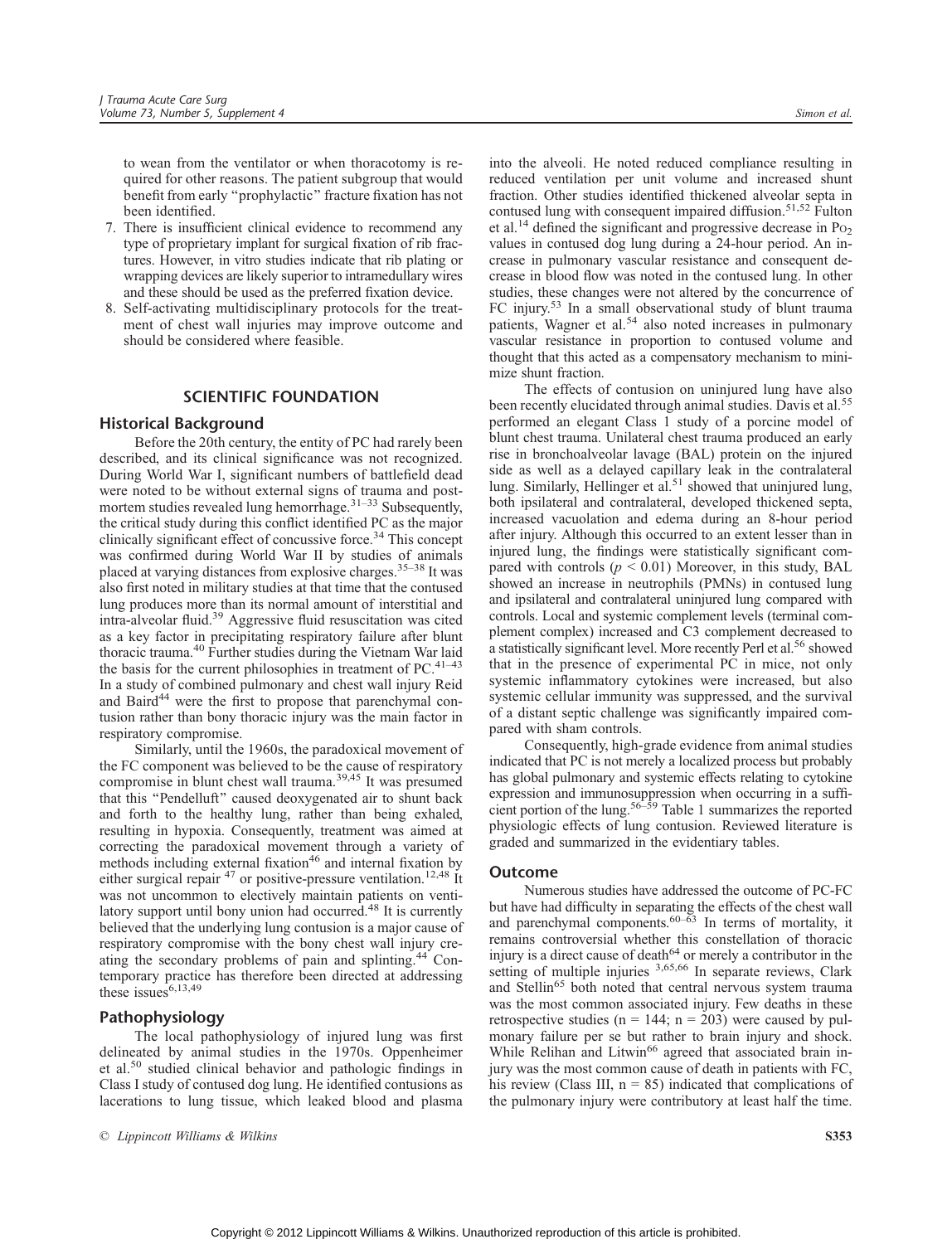to wean from the ventilator or when thoracotomy is required for other reasons. The patient subgroup that would benefit from early "prophylactic" fracture fixation has not been identified.

7. There is insufficient clinical evidence to recommend any type of proprietary implant for surgical fixation of rib fractures. However, in vitro studies indicate that rib plating or wrapping devices are likely superior to intramedullary wires and these should be used as the preferred fixation device.
8. Self-activating multidisciplinary protocols for the treatment of chest wall injuries may improve outcome and should be considered where feasible.

## SCIENTIFIC FOUNDATION

### Historical Background

Before the 20th century, the entity of PC had rarely been described, and its clinical significance was not recognized. During World War I, significant numbers of battlefield dead were noted to be without external signs of trauma and postmortem studies revealed lung hemorrhage.[31–33] Subsequently, the critical study during this conflict identified PC as the major clinically significant effect of concussive force.[34] This concept was confirmed during World War II by studies of animals placed at varying distances from explosive charges.[35–38] It was also first noted in military studies at that time that the contused lung produces more than its normal amount of interstitial and intra-alveolar fluid.[39] Aggressive fluid resuscitation was cited as a key factor in precipitating respiratory failure after blunt thoracic trauma.[40] Further studies during the Vietnam War laid the basis for the current philosophies in treatment of PC.[41–43] In a study of combined pulmonary and chest wall injury Reid and Baird[44] were the first to propose that parenchymal contusion rather than bony thoracic injury was the main factor in respiratory compromise.

Similarly, until the 1960s, the paradoxical movement of the FC component was believed to be the cause of respiratory compromise in blunt chest wall trauma.[39,45] It was presumed that this "Pendelluft" caused deoxygenated air to shunt back and forth to the healthy lung, rather than being exhaled, resulting in hypoxia. Consequently, treatment was aimed at correcting the paradoxical movement through a variety of methods including external fixation[46] and internal fixation by either surgical repair [47] or positive-pressure ventilation.[12,48] It was not uncommon to electively maintain patients on ventilatory support until bony union had occurred.[48] It is currently believed that the underlying lung contusion is a major cause of respiratory compromise with the bony chest wall injury creating the secondary problems of pain and splinting.[44] Contemporary practice has therefore been directed at addressing these issues[6,13,49]

### Pathophysiology

The local pathophysiology of injured lung was first delineated by animal studies in the 1970s. Oppenheimer et al.[50] studied clinical behavior and pathologic findings in Class I study of contused dog lung. He identified contusions as lacerations to lung tissue, which leaked blood and plasma into the alveoli. He noted reduced compliance resulting in reduced ventilation per unit volume and increased shunt fraction. Other studies identified thickened alveolar septa in contused lung with consequent impaired diffusion.[51,52] Fulton et al.[14] defined the significant and progressive decrease in $P_{O_2}$ values in contused dog lung during a 24-hour period. An increase in pulmonary vascular resistance and consequent decrease in blood flow was noted in the contused lung. In other studies, these changes were not altered by the concurrence of FC injury.[53] In a small observational study of blunt trauma patients, Wagner et al.[54] also noted increases in pulmonary vascular resistance in proportion to contused volume and thought that this acted as a compensatory mechanism to minimize shunt fraction.

The effects of contusion on uninjured lung have also been recently elucidated through animal studies. Davis et al.[55] performed an elegant Class 1 study of a porcine model of blunt chest trauma. Unilateral chest trauma produced an early rise in bronchoalveolar lavage (BAL) protein on the injured side as well as a delayed capillary leak in the contralateral lung. Similarly, Hellinger et al.[51] showed that uninjured lung, both ipsilateral and contralateral, developed thickened septa, increased vacuolation and edema during an 8-hour period after injury. Although this occurred to an extent lesser than in injured lung, the findings were statistically significant compared with controls ($p < 0.01$) Moreover, in this study, BAL showed an increase in neutrophils (PMNs) in contused lung and ipsilateral and contralateral uninjured lung compared with controls. Local and systemic complement levels (terminal complement complex) increased and C3 complement decreased to a statistically significant level. More recently Perl et al.[56] showed that in the presence of experimental PC in mice, not only systemic inflammatory cytokines were increased, but also systemic cellular immunity was suppressed, and the survival of a distant septic challenge was significantly impaired compared with sham controls.

Consequently, high-grade evidence from animal studies indicated that PC is not merely a localized process but probably has global pulmonary and systemic effects relating to cytokine expression and immunosuppression when occurring in a sufficient portion of the lung.[56–59] Table 1 summarizes the reported physiologic effects of lung contusion. Reviewed literature is graded and summarized in the evidentiary tables.

### Outcome

Numerous studies have addressed the outcome of PC-FC but have had difficulty in separating the effects of the chest wall and parenchymal components.[60–63] In terms of mortality, it remains controversial whether this constellation of thoracic injury is a direct cause of death[64] or merely a contributor in the setting of multiple injuries [3,65,66] In separate reviews, Clark and Stellin[65] both noted that central nervous system trauma was the most common associated injury. Few deaths in these retrospective studies (n = 144; n = 203) were caused by pulmonary failure per se but rather to brain injury and shock. While Relihan and Litwin[66] agreed that associated brain injury was the most common cause of death in patients with FC, his review (Class III, n = 85) indicated that complications of the pulmonary injury were contributory at least half the time.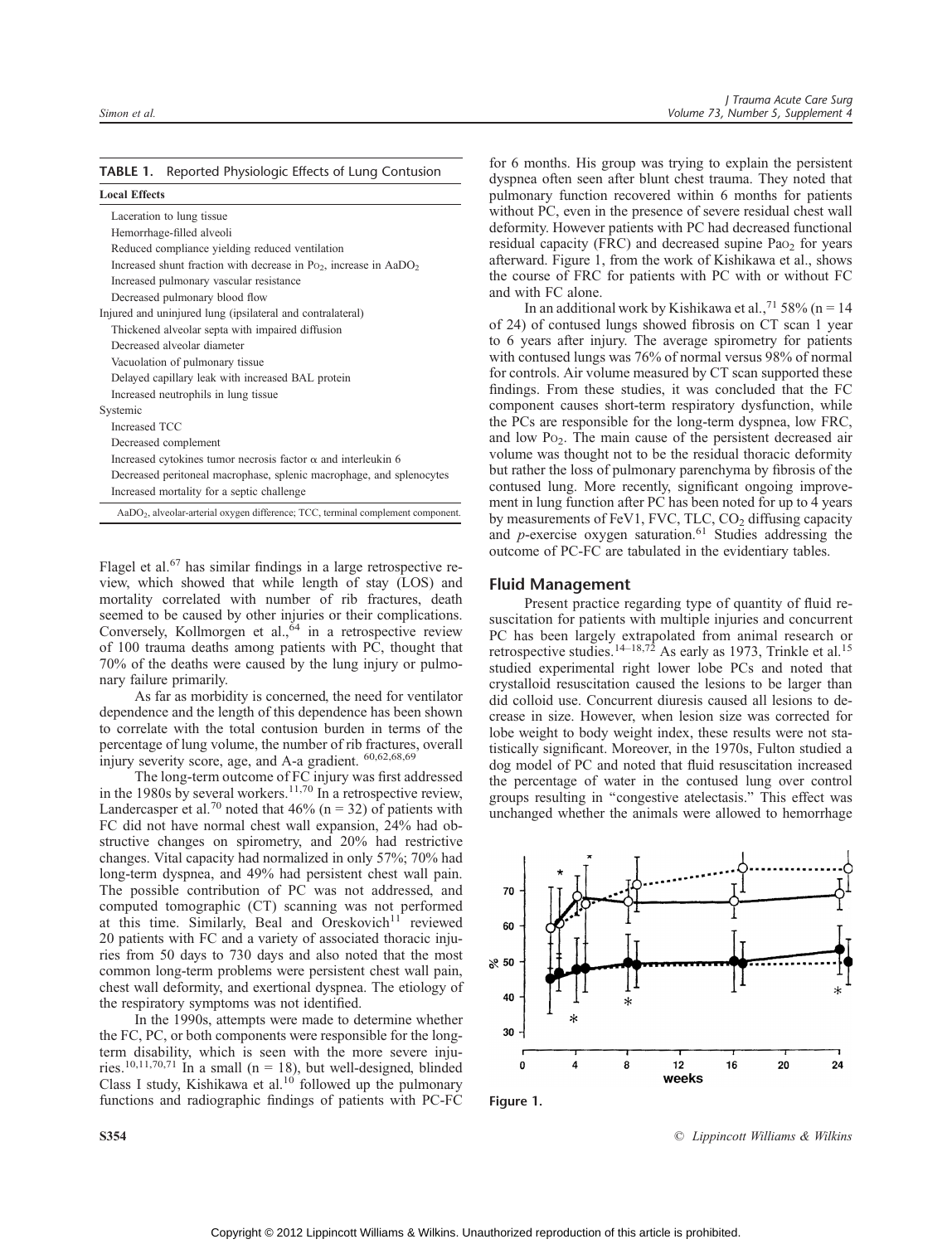**TABLE 1.** Reported Physiologic Effects of Lung Contusion

| Local Effects |
|---|
| Laceration to lung tissue |
| Hemorrhage-filled alveoli |
| Reduced compliance yielding reduced ventilation |
| Increased shunt fraction with decrease in $Po_2$, increase in $AaDO_2$ |
| Increased pulmonary vascular resistance |
| Decreased pulmonary blood flow |
| Injured and uninjured lung (ipsilateral and contralateral) |
| Thickened alveolar septa with impaired diffusion |
| Decreased alveolar diameter |
| Vacuolation of pulmonary tissue |
| Delayed capillary leak with increased BAL protein |
| Increased neutrophils in lung tissue |
| Systemic |
| Increased TCC |
| Decreased complement |
| Increased cytokines tumor necrosis factor α and interleukin 6 |
| Decreased peritoneal macrophase, splenic macrophage, and splenocytes |
| Increased mortality for a septic challenge |

$AaDO_2$, alveolar-arterial oxygen difference; TCC, terminal complement component.

Flagel et al.[67] has similar findings in a large retrospective review, which showed that while length of stay (LOS) and mortality correlated with number of rib fractures, death seemed to be caused by other injuries or their complications. Conversely, Kollmorgen et al.,[64] in a retrospective review of 100 trauma deaths among patients with PC, thought that 70% of the deaths were caused by the lung injury or pulmonary failure primarily.

As far as morbidity is concerned, the need for ventilator dependence and the length of this dependence has been shown to correlate with the total contusion burden in terms of the percentage of lung volume, the number of rib fractures, overall injury severity score, age, and A-a gradient. [60,62,68,69]

The long-term outcome of FC injury was first addressed in the 1980s by several workers.[11,70] In a retrospective review, Landercasper et al.[70] noted that 46% (n = 32) of patients with FC did not have normal chest wall expansion, 24% had obstructive changes on spirometry, and 20% had restrictive changes. Vital capacity had normalized in only 57%; 70% had long-term dyspnea, and 49% had persistent chest wall pain. The possible contribution of PC was not addressed, and computed tomographic (CT) scanning was not performed at this time. Similarly, Beal and Oreskovich[11] reviewed 20 patients with FC and a variety of associated thoracic injuries from 50 days to 730 days and also noted that the most common long-term problems were persistent chest wall pain, chest wall deformity, and exertional dyspnea. The etiology of the respiratory symptoms was not identified.

In the 1990s, attempts were made to determine whether the FC, PC, or both components were responsible for the long-term disability, which is seen with the more severe injuries.[10,11,70,71] In a small (n = 18), but well-designed, blinded Class I study, Kishikawa et al.[10] followed up the pulmonary functions and radiographic findings of patients with PC-FC for 6 months. His group was trying to explain the persistent dyspnea often seen after blunt chest trauma. They noted that pulmonary function recovered within 6 months for patients without PC, even in the presence of severe residual chest wall deformity. However patients with PC had decreased functional residual capacity (FRC) and decreased supine $Pao_2$ for years afterward. Figure 1, from the work of Kishikawa et al., shows the course of FRC for patients with PC with or without FC and with FC alone.

In an additional work by Kishikawa et al.,[71] 58% (n = 14 of 24) of contused lungs showed fibrosis on CT scan 1 year to 6 years after injury. The average spirometry for patients with contused lungs was 76% of normal versus 98% of normal for controls. Air volume measured by CT scan supported these findings. From these studies, it was concluded that the FC component causes short-term respiratory dysfunction, while the PCs are responsible for the long-term dyspnea, low FRC, and low $Po_2$. The main cause of the persistent decreased air volume was thought not to be the residual thoracic deformity but rather the loss of pulmonary parenchyma by fibrosis of the contused lung. More recently, significant ongoing improvement in lung function after PC has been noted for up to 4 years by measurements of FeV1, FVC, TLC, $CO_2$ diffusing capacity and *p*-exercise oxygen saturation.[61] Studies addressing the outcome of PC-FC are tabulated in the evidentiary tables.

## Fluid Management

Present practice regarding type of quantity of fluid resuscitation for patients with multiple injuries and concurrent PC has been largely extrapolated from animal research or retrospective studies.[14–18,72] As early as 1973, Trinkle et al.[15] studied experimental right lower lobe PCs and noted that crystalloid resuscitation caused the lesions to be larger than did colloid use. Concurrent diuresis caused all lesions to decrease in size. However, when lesion size was corrected for lobe weight to body weight index, these results were not statistically significant. Moreover, in the 1970s, Fulton studied a dog model of PC and noted that fluid resuscitation increased the percentage of water in the contused lung over control groups resulting in "congestive atelectasis." This effect was unchanged whether the animals were allowed to hemorrhage

Figure 1.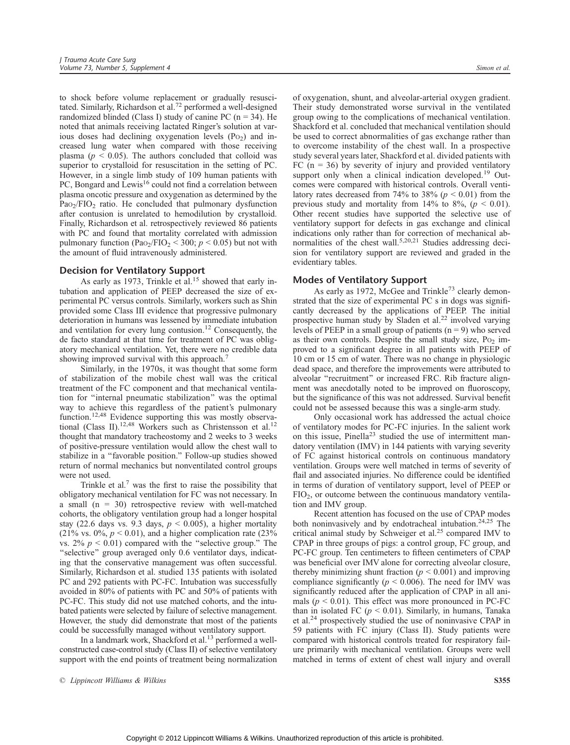to shock before volume replacement or gradually resuscitated. Similarly, Richardson et al.[72] performed a well-designed randomized blinded (Class I) study of canine PC (n = 34). He noted that animals receiving lactated Ringer's solution at various doses had declining oxygenation levels ($Po_2$) and increased lung water when compared with those receiving plasma ($p < 0.05$). The authors concluded that colloid was superior to crystalloid for resuscitation in the setting of PC. However, in a single limb study of 109 human patients with PC, Bongard and Lewis[16] could not find a correlation between plasma oncotic pressure and oxygenation as determined by the $Pao_2/FIO_2$ ratio. He concluded that pulmonary dysfunction after contusion is unrelated to hemodilution by crystalloid. Finally, Richardson et al. retrospectively reviewed 86 patients with PC and found that mortality correlated with admission pulmonary function ($Pao_2/FIO_2 < 300$; $p < 0.05$) but not with the amount of fluid intravenously administered.

## Decision for Ventilatory Support

As early as 1973, Trinkle et al.[15] showed that early intubation and application of PEEP decreased the size of experimental PC versus controls. Similarly, workers such as Shin provided some Class III evidence that progressive pulmonary deterioration in humans was lessened by immediate intubation and ventilation for every lung contusion.[12] Consequently, the de facto standard at that time for treatment of PC was obligatory mechanical ventilation. Yet, there were no credible data showing improved survival with this approach.[7]

Similarly, in the 1970s, it was thought that some form of stabilization of the mobile chest wall was the critical treatment of the FC component and that mechanical ventilation for "internal pneumatic stabilization" was the optimal way to achieve this regardless of the patient's pulmonary function.[12,48] Evidence supporting this was mostly observational (Class II).[12,48] Workers such as Christensson et al.[12] thought that mandatory tracheostomy and 2 weeks to 3 weeks of positive-pressure ventilation would allow the chest wall to stabilize in a "favorable position." Follow-up studies showed return of normal mechanics but nonventilated control groups were not used.

Trinkle et al.[7] was the first to raise the possibility that obligatory mechanical ventilation for FC was not necessary. In a small (n = 30) retrospective review with well-matched cohorts, the obligatory ventilation group had a longer hospital stay (22.6 days vs. 9.3 days, $p < 0.005$), a higher mortality (21% vs. 0%, $p < 0.01$), and a higher complication rate (23% vs. 2% $p < 0.01$) compared with the "selective group." The "selective" group averaged only 0.6 ventilator days, indicating that the conservative management was often successful. Similarly, Richardson et al. studied 135 patients with isolated PC and 292 patients with PC-FC. Intubation was successfully avoided in 80% of patients with PC and 50% of patients with PC-FC. This study did not use matched cohorts, and the intubated patients were selected by failure of selective management. However, the study did demonstrate that most of the patients could be successfully managed without ventilatory support.

In a landmark work, Shackford et al.[13] performed a well-constructed case-control study (Class II) of selective ventilatory support with the end points of treatment being normalization of oxygenation, shunt, and alveolar-arterial oxygen gradient. Their study demonstrated worse survival in the ventilated group owing to the complications of mechanical ventilation. Shackford et al. concluded that mechanical ventilation should be used to correct abnormalities of gas exchange rather than to overcome instability of the chest wall. In a prospective study several years later, Shackford et al. divided patients with FC (n = 36) by severity of injury and provided ventilatory support only when a clinical indication developed.[19] Outcomes were compared with historical controls. Overall ventilatory rates decreased from 74% to 38% ($p < 0.01$) from the previous study and mortality from 14% to 8%, ($p < 0.01$). Other recent studies have supported the selective use of ventilatory support for defects in gas exchange and clinical indications only rather than for correction of mechanical abnormalities of the chest wall.[5,20,21] Studies addressing decision for ventilatory support are reviewed and graded in the evidentiary tables.

## Modes of Ventilatory Support

As early as 1972, McGee and Trinkle[73] clearly demonstrated that the size of experimental PC s in dogs was significantly decreased by the applications of PEEP. The initial prospective human study by Sladen et al.[22] involved varying levels of PEEP in a small group of patients (n = 9) who served as their own controls. Despite the small study size, $Po_2$ improved to a significant degree in all patients with PEEP of 10 cm or 15 cm of water. There was no change in physiologic dead space, and therefore the improvements were attributed to alveolar "recruitment" or increased FRC. Rib fracture alignment was anecdotally noted to be improved on fluoroscopy, but the significance of this was not addressed. Survival benefit could not be assessed because this was a single-arm study.

Only occasional work has addressed the actual choice of ventilatory modes for PC-FC injuries. In the salient work on this issue, Pinella[23] studied the use of intermittent mandatory ventilation (IMV) in 144 patients with varying severity of FC against historical controls on continuous mandatory ventilation. Groups were well matched in terms of severity of flail and associated injuries. No difference could be identified in terms of duration of ventilatory support, level of PEEP or $FIO_2$, or outcome between the continuous mandatory ventilation and IMV group.

Recent attention has focused on the use of CPAP modes both noninvasively and by endotracheal intubation.[24,25] The critical animal study by Schweiger et al.[25] compared IMV to CPAP in three groups of pigs: a control group, FC group, and PC-FC group. Ten centimeters to fifteen centimeters of CPAP was beneficial over IMV alone for correcting alveolar closure, thereby minimizing shunt fraction ($p < 0.001$) and improving compliance significantly ($p < 0.006$). The need for IMV was significantly reduced after the application of CPAP in all animals ($p < 0.01$). This effect was more pronounced in PC-FC than in isolated FC ($p < 0.01$). Similarly, in humans, Tanaka et al.[24] prospectively studied the use of noninvasive CPAP in 59 patients with FC injury (Class II). Study patients were compared with historical controls treated for respiratory failure primarily with mechanical ventilation. Groups were well matched in terms of extent of chest wall injury and overall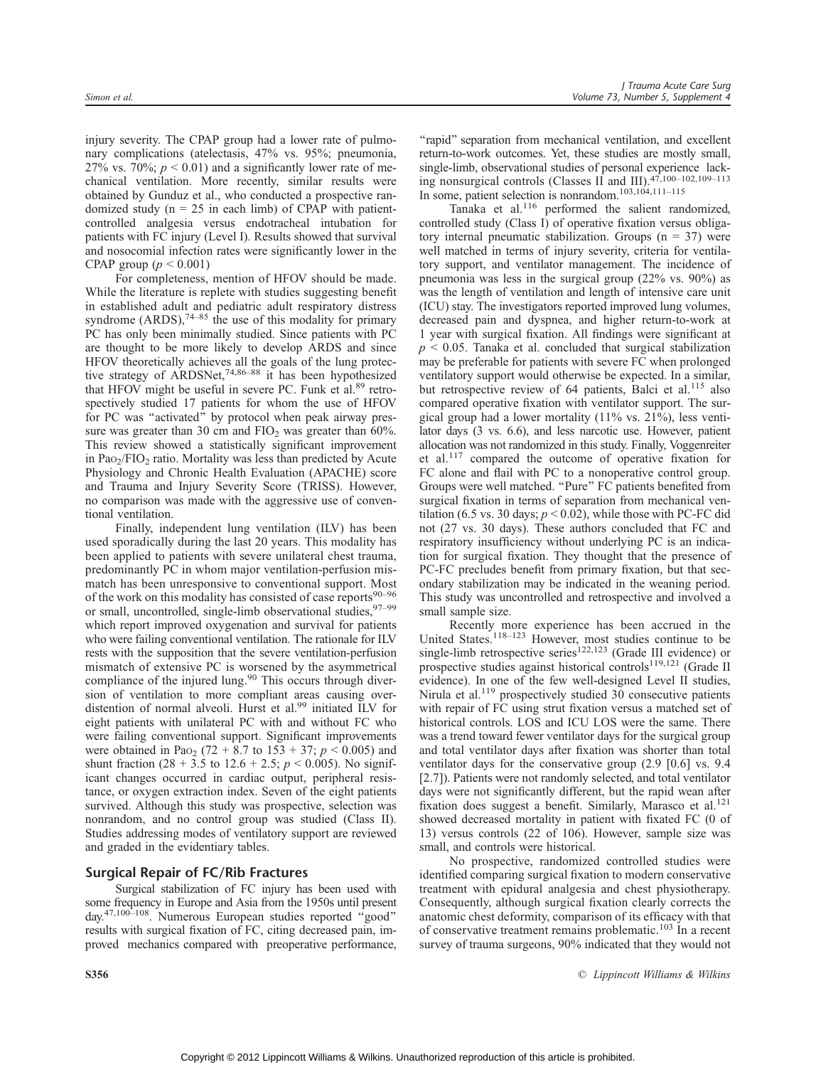injury severity. The CPAP group had a lower rate of pulmonary complications (atelectasis, 47% vs. 95%; pneumonia, 27% vs. 70%; $p < 0.01$) and a significantly lower rate of mechanical ventilation. More recently, similar results were obtained by Gunduz et al., who conducted a prospective randomized study (n = 25 in each limb) of CPAP with patient-controlled analgesia versus endotracheal intubation for patients with FC injury (Level I). Results showed that survival and nosocomial infection rates were significantly lower in the CPAP group ($p < 0.001$)

For completeness, mention of HFOV should be made. While the literature is replete with studies suggesting benefit in established adult and pediatric adult respiratory distress syndrome (ARDS),[74–85] the use of this modality for primary PC has only been minimally studied. Since patients with PC are thought to be more likely to develop ARDS and since HFOV theoretically achieves all the goals of the lung protective strategy of ARDSNet,[74,86–88] it has been hypothesized that HFOV might be useful in severe PC. Funk et al.[89] retrospectively studied 17 patients for whom the use of HFOV for PC was "activated" by protocol when peak airway pressure was greater than 30 cm and $FIO_2$ was greater than 60%. This review showed a statistically significant improvement in $PaO_2/FIO_2$ ratio. Mortality was less than predicted by Acute Physiology and Chronic Health Evaluation (APACHE) score and Trauma and Injury Severity Score (TRISS). However, no comparison was made with the aggressive use of conventional ventilation.

Finally, independent lung ventilation (ILV) has been used sporadically during the last 20 years. This modality has been applied to patients with severe unilateral chest trauma, predominantly PC in whom major ventilation-perfusion mismatch has been unresponsive to conventional support. Most of the work on this modality has consisted of case reports[90–96] or small, uncontrolled, single-limb observational studies,[97–99] which report improved oxygenation and survival for patients who were failing conventional ventilation. The rationale for ILV rests with the supposition that the severe ventilation-perfusion mismatch of extensive PC is worsened by the asymmetrical compliance of the injured lung.[90] This occurs through diversion of ventilation to more compliant areas causing overdistention of normal alveoli. Hurst et al.[99] initiated ILV for eight patients with unilateral PC with and without FC who were failing conventional support. Significant improvements were obtained in $PaO_2$ (72 + 8.7 to 153 + 37; $p < 0.005$) and shunt fraction (28 + 3.5 to 12.6 + 2.5; $p < 0.005$). No significant changes occurred in cardiac output, peripheral resistance, or oxygen extraction index. Seven of the eight patients survived. Although this study was prospective, selection was nonrandom, and no control group was studied (Class II). Studies addressing modes of ventilatory support are reviewed and graded in the evidentiary tables.

## Surgical Repair of FC/Rib Fractures

Surgical stabilization of FC injury has been used with some frequency in Europe and Asia from the 1950s until present day.[47,100–108]. Numerous European studies reported "good" results with surgical fixation of FC, citing decreased pain, improved mechanics compared with preoperative performance, "rapid" separation from mechanical ventilation, and excellent return-to-work outcomes. Yet, these studies are mostly small, single-limb, observational studies of personal experience lacking nonsurgical controls (Classes II and III).[47,100–102,109–113] In some, patient selection is nonrandom.[103,104,111–115]

Tanaka et al.[116] performed the salient randomized, controlled study (Class I) of operative fixation versus obligatory internal pneumatic stabilization. Groups (n = 37) were well matched in terms of injury severity, criteria for ventilatory support, and ventilator management. The incidence of pneumonia was less in the surgical group (22% vs. 90%) as was the length of ventilation and length of intensive care unit (ICU) stay. The investigators reported improved lung volumes, decreased pain and dyspnea, and higher return-to-work at 1 year with surgical fixation. All findings were significant at $p < 0.05$. Tanaka et al. concluded that surgical stabilization may be preferable for patients with severe FC when prolonged ventilatory support would otherwise be expected. In a similar, but retrospective review of 64 patients, Balci et al.[115] also compared operative fixation with ventilator support. The surgical group had a lower mortality (11% vs. 21%), less ventilator days (3 vs. 6.6), and less narcotic use. However, patient allocation was not randomized in this study. Finally, Voggenreiter et al.[117] compared the outcome of operative fixation for FC alone and flail with PC to a nonoperative control group. Groups were well matched. "Pure" FC patients benefited from surgical fixation in terms of separation from mechanical ventilation (6.5 vs. 30 days; $p < 0.02$), while those with PC-FC did not (27 vs. 30 days). These authors concluded that FC and respiratory insufficiency without underlying PC is an indication for surgical fixation. They thought that the presence of PC-FC precludes benefit from primary fixation, but that secondary stabilization may be indicated in the weaning period. This study was uncontrolled and retrospective and involved a small sample size.

Recently more experience has been accrued in the United States.[118–123] However, most studies continue to be single-limb retrospective series[122,123] (Grade III evidence) or prospective studies against historical controls[119,121] (Grade II evidence). In one of the few well-designed Level II studies, Nirula et al.[119] prospectively studied 30 consecutive patients with repair of FC using strut fixation versus a matched set of historical controls. LOS and ICU LOS were the same. There was a trend toward fewer ventilator days for the surgical group and total ventilator days after fixation was shorter than total ventilator days for the conservative group (2.9 [0.6] vs. 9.4 [2.7]). Patients were not randomly selected, and total ventilator days were not significantly different, but the rapid wean after fixation does suggest a benefit. Similarly, Marasco et al.[121] showed decreased mortality in patient with fixated FC (0 of 13) versus controls (22 of 106). However, sample size was small, and controls were historical.

No prospective, randomized controlled studies were identified comparing surgical fixation to modern conservative treatment with epidural analgesia and chest physiotherapy. Consequently, although surgical fixation clearly corrects the anatomic chest deformity, comparison of its efficacy with that of conservative treatment remains problematic.[103] In a recent survey of trauma surgeons, 90% indicated that they would not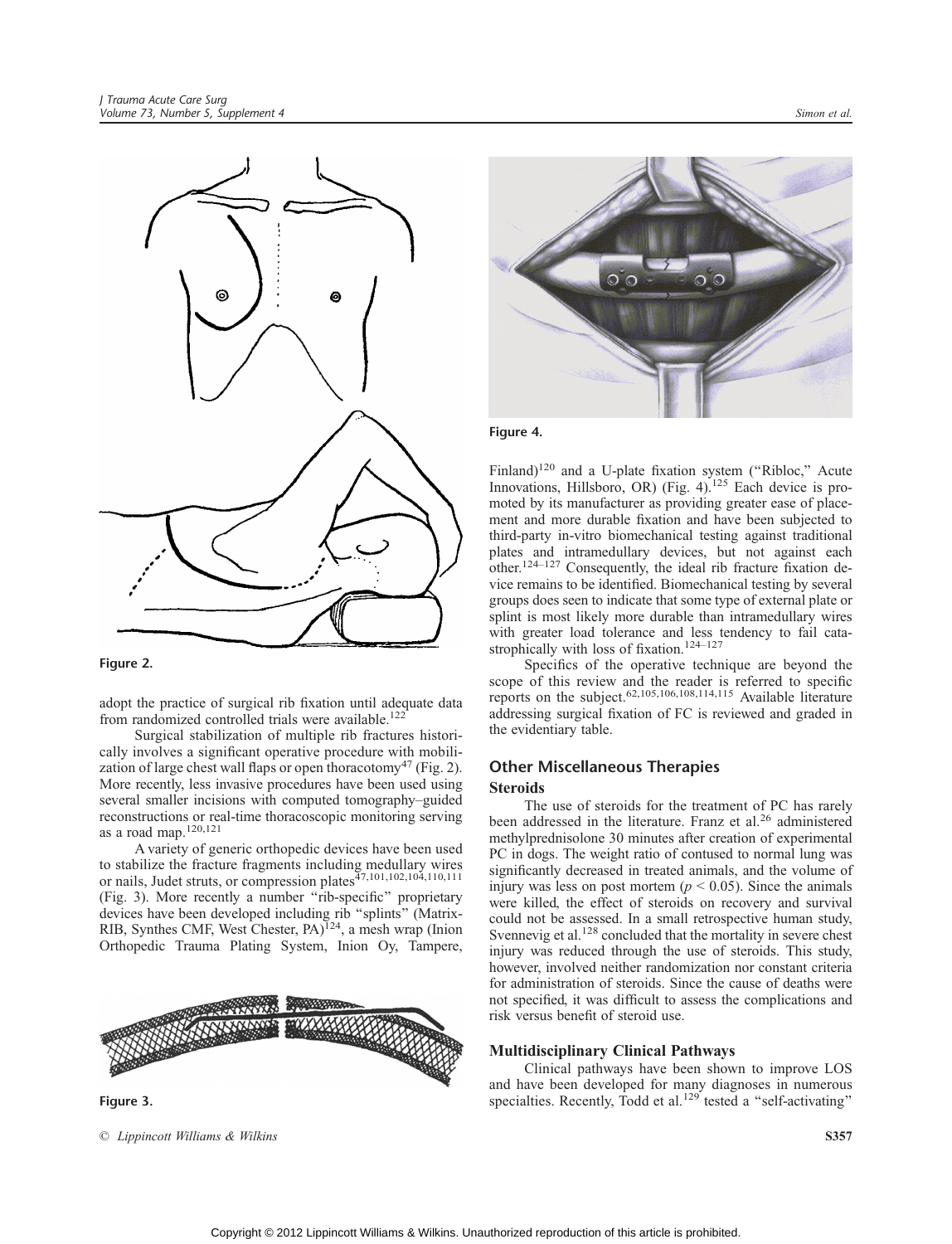Figure 2.

adopt the practice of surgical rib fixation until adequate data from randomized controlled trials were available.[122]

Surgical stabilization of multiple rib fractures historically involves a significant operative procedure with mobilization of large chest wall flaps or open thoracotomy[47] (Fig. 2). More recently, less invasive procedures have been used using several smaller incisions with computed tomography–guided reconstructions or real-time thoracoscopic monitoring serving as a road map.[120,121]

A variety of generic orthopedic devices have been used to stabilize the fracture fragments including medullary wires or nails, Judet struts, or compression plates[47,101,102,104,110,111] (Fig. 3). More recently a number "rib-specific" proprietary devices have been developed including rib "splints" (Matrix-RIB, Synthes CMF, West Chester, PA)[124], a mesh wrap (Inion Orthopedic Trauma Plating System, Inion Oy, Tampere,

Figure 3.

Figure 4.

Finland)[120] and a U-plate fixation system ("Ribloc," Acute Innovations, Hillsboro, OR) (Fig. 4).[125] Each device is promoted by its manufacturer as providing greater ease of placement and more durable fixation and have been subjected to third-party in-vitro biomechanical testing against traditional plates and intramedullary devices, but not against each other.[124–127] Consequently, the ideal rib fracture fixation device remains to be identified. Biomechanical testing by several groups does seen to indicate that some type of external plate or splint is most likely more durable than intramedullary wires with greater load tolerance and less tendency to fail catastrophically with loss of fixation.[124–127]

Specifics of the operative technique are beyond the scope of this review and the reader is referred to specific reports on the subject.[62,105,106,108,114,115] Available literature addressing surgical fixation of FC is reviewed and graded in the evidentiary table.

## Other Miscellaneous Therapies

### Steroids

The use of steroids for the treatment of PC has rarely been addressed in the literature. Franz et al.[26] administered methylprednisolone 30 minutes after creation of experimental PC in dogs. The weight ratio of contused to normal lung was significantly decreased in treated animals, and the volume of injury was less on post mortem ($p < 0.05$). Since the animals were killed, the effect of steroids on recovery and survival could not be assessed. In a small retrospective human study, Svennevig et al.[128] concluded that the mortality in severe chest injury was reduced through the use of steroids. This study, however, involved neither randomization nor constant criteria for administration of steroids. Since the cause of deaths were not specified, it was difficult to assess the complications and risk versus benefit of steroid use.

### Multidisciplinary Clinical Pathways

Clinical pathways have been shown to improve LOS and have been developed for many diagnoses in numerous specialties. Recently, Todd et al.[129] tested a "self-activating"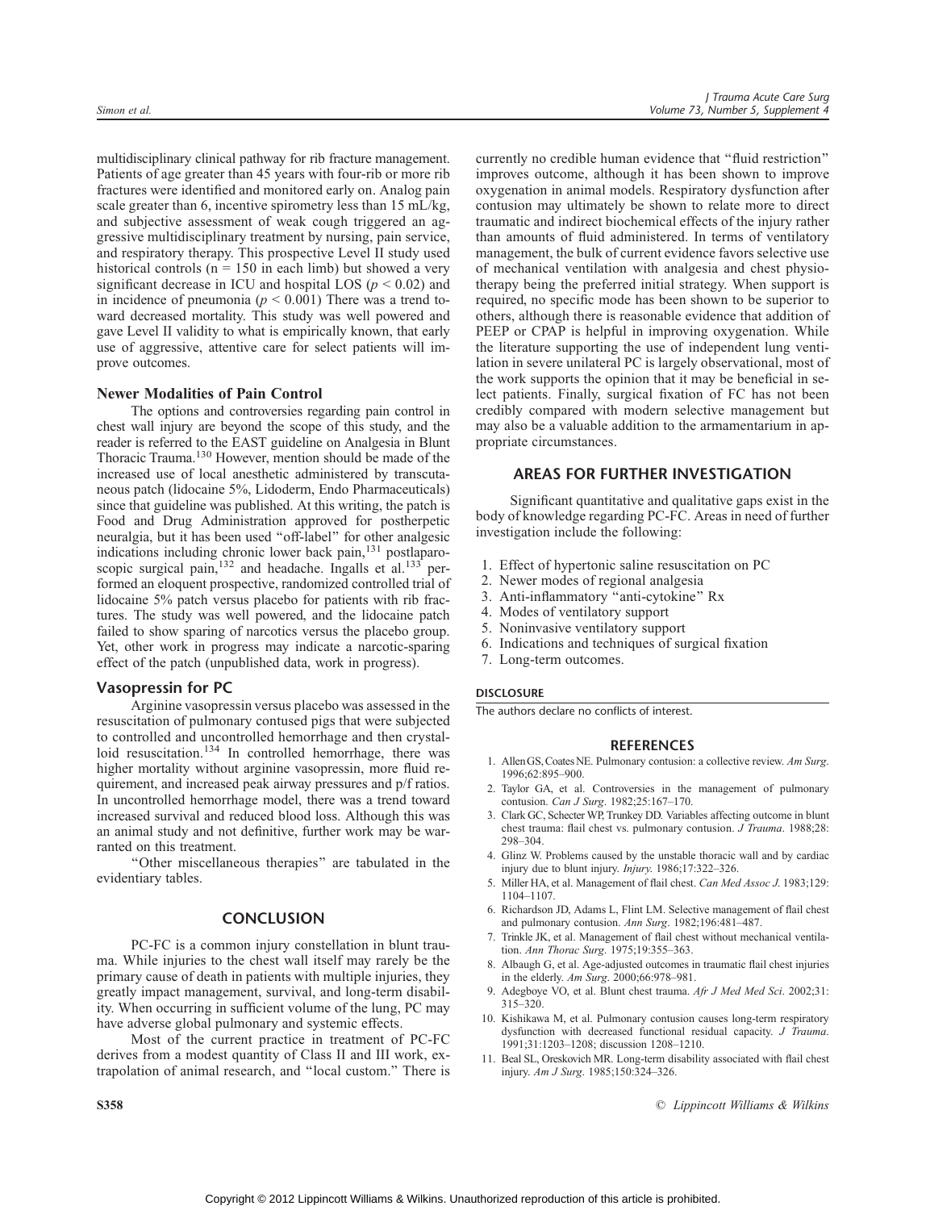multidisciplinary clinical pathway for rib fracture management. Patients of age greater than 45 years with four-rib or more rib fractures were identified and monitored early on. Analog pain scale greater than 6, incentive spirometry less than 15 mL/kg, and subjective assessment of weak cough triggered an aggressive multidisciplinary treatment by nursing, pain service, and respiratory therapy. This prospective Level II study used historical controls (n = 150 in each limb) but showed a very significant decrease in ICU and hospital LOS ($p < 0.02$) and in incidence of pneumonia ($p < 0.001$) There was a trend toward decreased mortality. This study was well powered and gave Level II validity to what is empirically known, that early use of aggressive, attentive care for select patients will improve outcomes.

### Newer Modalities of Pain Control

The options and controversies regarding pain control in chest wall injury are beyond the scope of this study, and the reader is referred to the EAST guideline on Analgesia in Blunt Thoracic Trauma.[130] However, mention should be made of the increased use of local anesthetic administered by transcutaneous patch (lidocaine 5%, Lidoderm, Endo Pharmaceuticals) since that guideline was published. At this writing, the patch is Food and Drug Administration approved for postherpetic neuralgia, but it has been used "off-label" for other analgesic indications including chronic lower back pain,[131] postlaparoscopic surgical pain,[132] and headache. Ingalls et al.[133] performed an eloquent prospective, randomized controlled trial of lidocaine 5% patch versus placebo for patients with rib fractures. The study was well powered, and the lidocaine patch failed to show sparing of narcotics versus the placebo group. Yet, other work in progress may indicate a narcotic-sparing effect of the patch (unpublished data, work in progress).

### Vasopressin for PC

Arginine vasopressin versus placebo was assessed in the resuscitation of pulmonary contused pigs that were subjected to controlled and uncontrolled hemorrhage and then crystalloid resuscitation.[134] In controlled hemorrhage, there was higher mortality without arginine vasopressin, more fluid requirement, and increased peak airway pressures and p/f ratios. In uncontrolled hemorrhage model, there was a trend toward increased survival and reduced blood loss. Although this was an animal study and not definitive, further work may be warranted on this treatment.

"Other miscellaneous therapies" are tabulated in the evidentiary tables.

## CONCLUSION

PC-FC is a common injury constellation in blunt trauma. While injuries to the chest wall itself may rarely be the primary cause of death in patients with multiple injuries, they greatly impact management, survival, and long-term disability. When occurring in sufficient volume of the lung, PC may have adverse global pulmonary and systemic effects.

Most of the current practice in treatment of PC-FC derives from a modest quantity of Class II and III work, extrapolation of animal research, and "local custom." There is currently no credible human evidence that "fluid restriction" improves outcome, although it has been shown to improve oxygenation in animal models. Respiratory dysfunction after contusion may ultimately be shown to relate more to direct traumatic and indirect biochemical effects of the injury rather than amounts of fluid administered. In terms of ventilatory management, the bulk of current evidence favors selective use of mechanical ventilation with analgesia and chest physiotherapy being the preferred initial strategy. When support is required, no specific mode has been shown to be superior to others, although there is reasonable evidence that addition of PEEP or CPAP is helpful in improving oxygenation. While the literature supporting the use of independent lung ventilation in severe unilateral PC is largely observational, most of the work supports the opinion that it may be beneficial in select patients. Finally, surgical fixation of FC has not been credibly compared with modern selective management but may also be a valuable addition to the armamentarium in appropriate circumstances.

## AREAS FOR FURTHER INVESTIGATION

Significant quantitative and qualitative gaps exist in the body of knowledge regarding PC-FC. Areas in need of further investigation include the following:

1. Effect of hypertonic saline resuscitation on PC
2. Newer modes of regional analgesia
3. Anti-inflammatory "anti-cytokine" Rx
4. Modes of ventilatory support
5. Noninvasive ventilatory support
6. Indications and techniques of surgical fixation
7. Long-term outcomes.

#### DISCLOSURE

The authors declare no conflicts of interest.

## REFERENCES

1. Allen GS, Coates NE. Pulmonary contusion: a collective review. *Am Surg*. 1996;62:895–900.
2. Taylor GA, et al. Controversies in the management of pulmonary contusion. *Can J Surg*. 1982;25:167–170.
3. Clark GC, Schecter WP, Trunkey DD. Variables affecting outcome in blunt chest trauma: flail chest vs. pulmonary contusion. *J Trauma*. 1988;28: 298–304.
4. Glinz W. Problems caused by the unstable thoracic wall and by cardiac injury due to blunt injury. *Injury*. 1986;17:322–326.
5. Miller HA, et al. Management of flail chest. *Can Med Assoc J*. 1983;129: 1104–1107.
6. Richardson JD, Adams L, Flint LM. Selective management of flail chest and pulmonary contusion. *Ann Surg*. 1982;196:481–487.
7. Trinkle JK, et al. Management of flail chest without mechanical ventilation. *Ann Thorac Surg*. 1975;19:355–363.
8. Albaugh G, et al. Age-adjusted outcomes in traumatic flail chest injuries in the elderly. *Am Surg*. 2000;66:978–981.
9. Adegboye VO, et al. Blunt chest trauma. *Afr J Med Med Sci*. 2002;31: 315–320.
10. Kishikawa M, et al. Pulmonary contusion causes long-term respiratory dysfunction with decreased functional residual capacity. *J Trauma*. 1991;31:1203–1208; discussion 1208–1210.
11. Beal SL, Oreskovich MR. Long-term disability associated with flail chest injury. *Am J Surg*. 1985;150:324–326.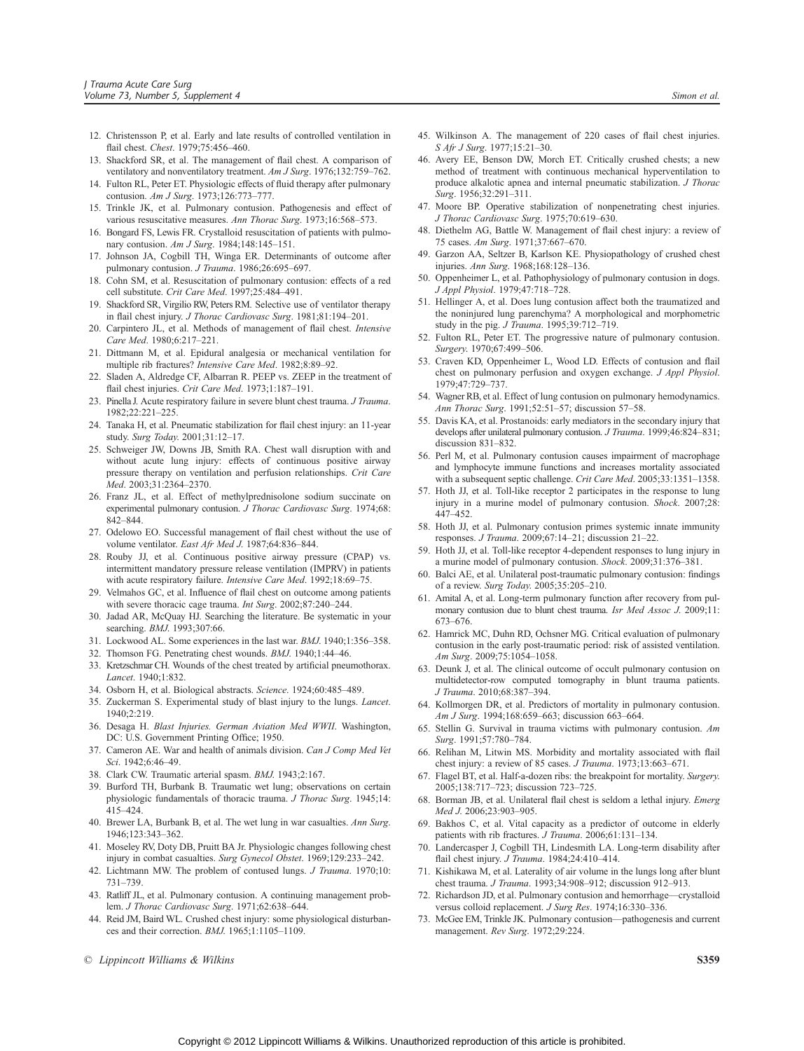12. Christensson P, et al. Early and late results of controlled ventilation in flail chest. *Chest*. 1979;75:456–460.
13. Shackford SR, et al. The management of flail chest. A comparison of ventilatory and nonventilatory treatment. *Am J Surg*. 1976;132:759–762.
14. Fulton RL, Peter ET. Physiologic effects of fluid therapy after pulmonary contusion. *Am J Surg*. 1973;126:773–777.
15. Trinkle JK, et al. Pulmonary contusion. Pathogenesis and effect of various resuscitative measures. *Ann Thorac Surg*. 1973;16:568–573.
16. Bongard FS, Lewis FR. Crystalloid resuscitation of patients with pulmonary contusion. *Am J Surg*. 1984;148:145–151.
17. Johnson JA, Cogbill TH, Winga ER. Determinants of outcome after pulmonary contusion. *J Trauma*. 1986;26:695–697.
18. Cohn SM, et al. Resuscitation of pulmonary contusion: effects of a red cell substitute. *Crit Care Med*. 1997;25:484–491.
19. Shackford SR, Virgilio RW, Peters RM. Selective use of ventilator therapy in flail chest injury. *J Thorac Cardiovasc Surg*. 1981;81:194–201.
20. Carpintero JL, et al. Methods of management of flail chest. *Intensive Care Med*. 1980;6:217–221.
21. Dittmann M, et al. Epidural analgesia or mechanical ventilation for multiple rib fractures? *Intensive Care Med*. 1982;8:89–92.
22. Sladen A, Aldredge CF, Albarran R. PEEP vs. ZEEP in the treatment of flail chest injuries. *Crit Care Med*. 1973;1:187–191.
23. Pinella J. Acute respiratory failure in severe blunt chest trauma. *J Trauma*. 1982;22:221–225.
24. Tanaka H, et al. Pneumatic stabilization for flail chest injury: an 11-year study. *Surg Today*. 2001;31:12–17.
25. Schweiger JW, Downs JB, Smith RA. Chest wall disruption with and without acute lung injury: effects of continuous positive airway pressure therapy on ventilation and perfusion relationships. *Crit Care Med*. 2003;31:2364–2370.
26. Franz JL, et al. Effect of methylprednisolone sodium succinate on experimental pulmonary contusion. *J Thorac Cardiovasc Surg*. 1974;68: 842–844.
27. Odelowo EO. Successful management of flail chest without the use of volume ventilator. *East Afr Med J*. 1987;64:836–844.
28. Rouby JJ, et al. Continuous positive airway pressure (CPAP) vs. intermittent mandatory pressure release ventilation (IMPRV) in patients with acute respiratory failure. *Intensive Care Med*. 1992;18:69–75.
29. Velmahos GC, et al. Influence of flail chest on outcome among patients with severe thoracic cage trauma. *Int Surg*. 2002;87:240–244.
30. Jadad AR, McQuay HJ. Searching the literature. Be systematic in your searching. *BMJ*. 1993;307:66.
31. Lockwood AL. Some experiences in the last war. *BMJ*. 1940;1:356–358.
32. Thomson FG. Penetrating chest wounds. *BMJ*. 1940;1:44–46.
33. Kretzschmar CH. Wounds of the chest treated by artificial pneumothorax. *Lancet*. 1940;1:832.
34. Osborn H, et al. Biological abstracts. *Science*. 1924;60:485–489.
35. Zuckerman S. Experimental study of blast injury to the lungs. *Lancet*. 1940;2:219.
36. Desaga H. *Blast Injuries. German Aviation Med WWII*. Washington, DC: U.S. Government Printing Office; 1950.
37. Cameron AE. War and health of animals division. *Can J Comp Med Vet Sci*. 1942;6:46–49.
38. Clark CW. Traumatic arterial spasm. *BMJ*. 1943;2:167.
39. Burford TH, Burbank B. Traumatic wet lung; observations on certain physiologic fundamentals of thoracic trauma. *J Thorac Surg*. 1945;14: 415–424.
40. Brewer LA, Burbank B, et al. The wet lung in war casualties. *Ann Surg*. 1946;123:343–362.
41. Moseley RV, Doty DB, Pruitt BA Jr. Physiologic changes following chest injury in combat casualties. *Surg Gynecol Obstet*. 1969;129:233–242.
42. Lichtmann MW. The problem of contused lungs. *J Trauma*. 1970;10: 731–739.
43. Ratliff JL, et al. Pulmonary contusion. A continuing management problem. *J Thorac Cardiovasc Surg*. 1971;62:638–644.
44. Reid JM, Baird WL. Crushed chest injury: some physiological disturbances and their correction. *BMJ*. 1965;1:1105–1109.
45. Wilkinson A. The management of 220 cases of flail chest injuries. *S Afr J Surg*. 1977;15:21–30.
46. Avery EE, Benson DW, Morch ET. Critically crushed chests; a new method of treatment with continuous mechanical hyperventilation to produce alkalotic apnea and internal pneumatic stabilization. *J Thorac Surg*. 1956;32:291–311.
47. Moore BP. Operative stabilization of nonpenetrating chest injuries. *J Thorac Cardiovasc Surg*. 1975;70:619–630.
48. Diethelm AG, Battle W. Management of flail chest injury: a review of 75 cases. *Am Surg*. 1971;37:667–670.
49. Garzon AA, Seltzer B, Karlson KE. Physiopathology of crushed chest injuries. *Ann Surg*. 1968;168:128–136.
50. Oppenheimer L, et al. Pathophysiology of pulmonary contusion in dogs. *J Appl Physiol*. 1979;47:718–728.
51. Hellinger A, et al. Does lung contusion affect both the traumatized and the noninjured lung parenchyma? A morphological and morphometric study in the pig. *J Trauma*. 1995;39:712–719.
52. Fulton RL, Peter ET. The progressive nature of pulmonary contusion. *Surgery*. 1970;67:499–506.
53. Craven KD, Oppenheimer L, Wood LD. Effects of contusion and flail chest on pulmonary perfusion and oxygen exchange. *J Appl Physiol*. 1979;47:729–737.
54. Wagner RB, et al. Effect of lung contusion on pulmonary hemodynamics. *Ann Thorac Surg*. 1991;52:51–57; discussion 57–58.
55. Davis KA, et al. Prostanoids: early mediators in the secondary injury that develops after unilateral pulmonary contusion. *J Trauma*. 1999;46:824–831; discussion 831–832.
56. Perl M, et al. Pulmonary contusion causes impairment of macrophage and lymphocyte immune functions and increases mortality associated with a subsequent septic challenge. *Crit Care Med*. 2005;33:1351–1358.
57. Hoth JJ, et al. Toll-like receptor 2 participates in the response to lung injury in a murine model of pulmonary contusion. *Shock*. 2007;28: 447–452.
58. Hoth JJ, et al. Pulmonary contusion primes systemic innate immunity responses. *J Trauma*. 2009;67:14–21; discussion 21–22.
59. Hoth JJ, et al. Toll-like receptor 4-dependent responses to lung injury in a murine model of pulmonary contusion. *Shock*. 2009;31:376–381.
60. Balci AE, et al. Unilateral post-traumatic pulmonary contusion: findings of a review. *Surg Today*. 2005;35:205–210.
61. Amital A, et al. Long-term pulmonary function after recovery from pulmonary contusion due to blunt chest trauma. *Isr Med Assoc J*. 2009;11: 673–676.
62. Hamrick MC, Duhn RD, Ochsner MG. Critical evaluation of pulmonary contusion in the early post-traumatic period: risk of assisted ventilation. *Am Surg*. 2009;75:1054–1058.
63. Deunk J, et al. The clinical outcome of occult pulmonary contusion on multidetector-row computed tomography in blunt trauma patients. *J Trauma*. 2010;68:387–394.
64. Kollmorgen DR, et al. Predictors of mortality in pulmonary contusion. *Am J Surg*. 1994;168:659–663; discussion 663–664.
65. Stellin G. Survival in trauma victims with pulmonary contusion. *Am Surg*. 1991;57:780–784.
66. Relihan M, Litwin MS. Morbidity and mortality associated with flail chest injury: a review of 85 cases. *J Trauma*. 1973;13:663–671.
67. Flagel BT, et al. Half-a-dozen ribs: the breakpoint for mortality. *Surgery*. 2005;138:717–723; discussion 723–725.
68. Borman JB, et al. Unilateral flail chest is seldom a lethal injury. *Emerg Med J*. 2006;23:903–905.
69. Bakhos C, et al. Vital capacity as a predictor of outcome in elderly patients with rib fractures. *J Trauma*. 2006;61:131–134.
70. Landercasper J, Cogbill TH, Lindesmith LA. Long-term disability after flail chest injury. *J Trauma*. 1984;24:410–414.
71. Kishikawa M, et al. Laterality of air volume in the lungs long after blunt chest trauma. *J Trauma*. 1993;34:908–912; discussion 912–913.
72. Richardson JD, et al. Pulmonary contusion and hemorrhage—crystalloid versus colloid replacement. *J Surg Res*. 1974;16:330–336.
73. McGee EM, Trinkle JK. Pulmonary contusion—pathogenesis and current management. *Rev Surg*. 1972;29:224.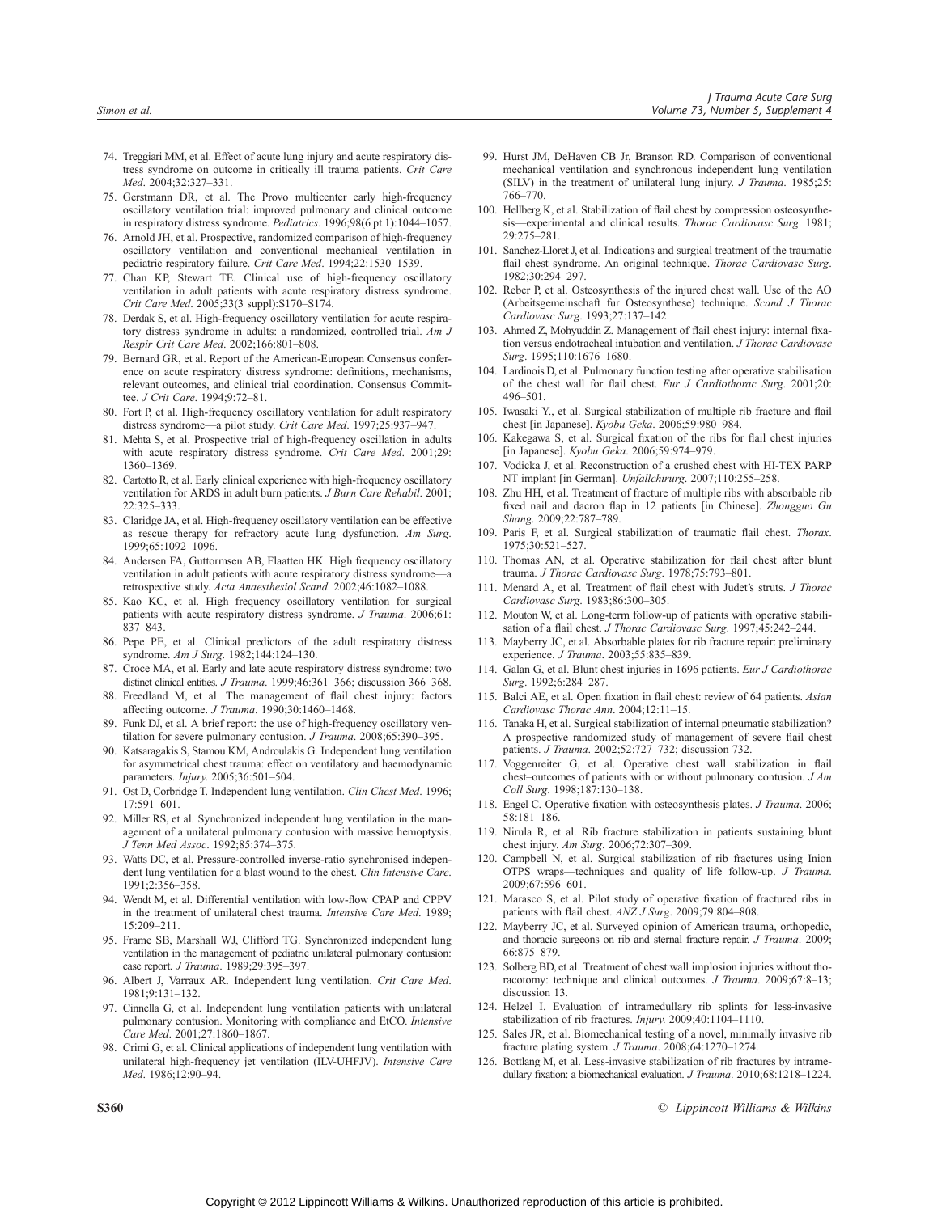74. Treggiari MM, et al. Effect of acute lung injury and acute respiratory distress syndrome on outcome in critically ill trauma patients. *Crit Care Med*. 2004;32:327–331.
75. Gerstmann DR, et al. The Provo multicenter early high-frequency oscillatory ventilation trial: improved pulmonary and clinical outcome in respiratory distress syndrome. *Pediatrics*. 1996;98(6 pt 1):1044–1057.
76. Arnold JH, et al. Prospective, randomized comparison of high-frequency oscillatory ventilation and conventional mechanical ventilation in pediatric respiratory failure. *Crit Care Med*. 1994;22:1530–1539.
77. Chan KP, Stewart TE. Clinical use of high-frequency oscillatory ventilation in adult patients with acute respiratory distress syndrome. *Crit Care Med*. 2005;33(3 suppl):S170–S174.
78. Derdak S, et al. High-frequency oscillatory ventilation for acute respiratory distress syndrome in adults: a randomized, controlled trial. *Am J Respir Crit Care Med*. 2002;166:801–808.
79. Bernard GR, et al. Report of the American-European Consensus conference on acute respiratory distress syndrome: definitions, mechanisms, relevant outcomes, and clinical trial coordination. Consensus Committee. *J Crit Care*. 1994;9:72–81.
80. Fort P, et al. High-frequency oscillatory ventilation for adult respiratory distress syndrome—a pilot study. *Crit Care Med*. 1997;25:937–947.
81. Mehta S, et al. Prospective trial of high-frequency oscillation in adults with acute respiratory distress syndrome. *Crit Care Med*. 2001;29: 1360–1369.
82. Cartotto R, et al. Early clinical experience with high-frequency oscillatory ventilation for ARDS in adult burn patients. *J Burn Care Rehabil*. 2001; 22:325–333.
83. Claridge JA, et al. High-frequency oscillatory ventilation can be effective as rescue therapy for refractory acute lung dysfunction. *Am Surg*. 1999;65:1092–1096.
84. Andersen FA, Guttormsen AB, Flaatten HK. High frequency oscillatory ventilation in adult patients with acute respiratory distress syndrome—a retrospective study. *Acta Anaesthesiol Scand*. 2002;46:1082–1088.
85. Kao KC, et al. High frequency oscillatory ventilation for surgical patients with acute respiratory distress syndrome. *J Trauma*. 2006;61: 837–843.
86. Pepe PE, et al. Clinical predictors of the adult respiratory distress syndrome. *Am J Surg*. 1982;144:124–130.
87. Croce MA, et al. Early and late acute respiratory distress syndrome: two distinct clinical entities. *J Trauma*. 1999;46:361–366; discussion 366–368.
88. Freedland M, et al. The management of flail chest injury: factors affecting outcome. *J Trauma*. 1990;30:1460–1468.
89. Funk DJ, et al. A brief report: the use of high-frequency oscillatory ventilation for severe pulmonary contusion. *J Trauma*. 2008;65:390–395.
90. Katsaragakis S, Stamou KM, Androulakis G. Independent lung ventilation for asymmetrical chest trauma: effect on ventilatory and haemodynamic parameters. *Injury*. 2005;36:501–504.
91. Ost D, Corbridge T. Independent lung ventilation. *Clin Chest Med*. 1996; 17:591–601.
92. Miller RS, et al. Synchronized independent lung ventilation in the management of a unilateral pulmonary contusion with massive hemoptysis. *J Tenn Med Assoc*. 1992;85:374–375.
93. Watts DC, et al. Pressure-controlled inverse-ratio synchronised independent lung ventilation for a blast wound to the chest. *Clin Intensive Care*. 1991;2:356–358.
94. Wendt M, et al. Differential ventilation with low-flow CPAP and CPPV in the treatment of unilateral chest trauma. *Intensive Care Med*. 1989; 15:209–211.
95. Frame SB, Marshall WJ, Clifford TG. Synchronized independent lung ventilation in the management of pediatric unilateral pulmonary contusion: case report. *J Trauma*. 1989;29:395–397.
96. Albert J, Varraux AR. Independent lung ventilation. *Crit Care Med*. 1981;9:131–132.
97. Cinnella G, et al. Independent lung ventilation patients with unilateral pulmonary contusion. Monitoring with compliance and EtCO. *Intensive Care Med*. 2001;27:1860–1867.
98. Crimi G, et al. Clinical applications of independent lung ventilation with unilateral high-frequency jet ventilation (ILV-UHFJV). *Intensive Care Med*. 1986;12:90–94.
99. Hurst JM, DeHaven CB Jr, Branson RD. Comparison of conventional mechanical ventilation and synchronous independent lung ventilation (SILV) in the treatment of unilateral lung injury. *J Trauma*. 1985;25: 766–770.
100. Hellberg K, et al. Stabilization of flail chest by compression osteosynthesis—experimental and clinical results. *Thorac Cardiovasc Surg*. 1981; 29:275–281.
101. Sanchez-Lloret J, et al. Indications and surgical treatment of the traumatic flail chest syndrome. An original technique. *Thorac Cardiovasc Surg*. 1982;30:294–297.
102. Reber P, et al. Osteosynthesis of the injured chest wall. Use of the AO (Arbeitsgemeinschaft fur Osteosynthese) technique. *Scand J Thorac Cardiovasc Surg*. 1993;27:137–142.
103. Ahmed Z, Mohyuddin Z. Management of flail chest injury: internal fixation versus endotracheal intubation and ventilation. *J Thorac Cardiovasc Surg*. 1995;110:1676–1680.
104. Lardinois D, et al. Pulmonary function testing after operative stabilisation of the chest wall for flail chest. *Eur J Cardiothorac Surg*. 2001;20: 496–501.
105. Iwasaki Y., et al. Surgical stabilization of multiple rib fracture and flail chest [in Japanese]. *Kyobu Geka*. 2006;59:980–984.
106. Kakegawa S, et al. Surgical fixation of the ribs for flail chest injuries [in Japanese]. *Kyobu Geka*. 2006;59:974–979.
107. Vodicka J, et al. Reconstruction of a crushed chest with HI-TEX PARP NT implant [in German]. *Unfallchirurg*. 2007;110:255–258.
108. Zhu HH, et al. Treatment of fracture of multiple ribs with absorbable rib fixed nail and dacron flap in 12 patients [in Chinese]. *Zhongguo Gu Shang*. 2009;22:787–789.
109. Paris F, et al. Surgical stabilization of traumatic flail chest. *Thorax*. 1975;30:521–527.
110. Thomas AN, et al. Operative stabilization for flail chest after blunt trauma. *J Thorac Cardiovasc Surg*. 1978;75:793–801.
111. Menard A, et al. Treatment of flail chest with Judet's struts. *J Thorac Cardiovasc Surg*. 1983;86:300–305.
112. Mouton W, et al. Long-term follow-up of patients with operative stabilisation of a flail chest. *J Thorac Cardiovasc Surg*. 1997;45:242–244.
113. Mayberry JC, et al. Absorbable plates for rib fracture repair: preliminary experience. *J Trauma*. 2003;55:835–839.
114. Galan G, et al. Blunt chest injuries in 1696 patients. *Eur J Cardiothorac Surg*. 1992;6:284–287.
115. Balci AE, et al. Open fixation in flail chest: review of 64 patients. *Asian Cardiovasc Thorac Ann*. 2004;12:11–15.
116. Tanaka H, et al. Surgical stabilization of internal pneumatic stabilization? A prospective randomized study of management of severe flail chest patients. *J Trauma*. 2002;52:727–732; discussion 732.
117. Voggenreiter G, et al. Operative chest wall stabilization in flail chest–outcomes of patients with or without pulmonary contusion. *J Am Coll Surg*. 1998;187:130–138.
118. Engel C. Operative fixation with osteosynthesis plates. *J Trauma*. 2006; 58:181–186.
119. Nirula R, et al. Rib fracture stabilization in patients sustaining blunt chest injury. *Am Surg*. 2006;72:307–309.
120. Campbell N, et al. Surgical stabilization of rib fractures using Inion OTPS wraps—techniques and quality of life follow-up. *J Trauma*. 2009;67:596–601.
121. Marasco S, et al. Pilot study of operative fixation of fractured ribs in patients with flail chest. *ANZ J Surg*. 2009;79:804–808.
122. Mayberry JC, et al. Surveyed opinion of American trauma, orthopedic, and thoracic surgeons on rib and sternal fracture repair. *J Trauma*. 2009; 66:875–879.
123. Solberg BD, et al. Treatment of chest wall implosion injuries without thoracotomy: technique and clinical outcomes. *J Trauma*. 2009;67:8–13; discussion 13.
124. Helzel I. Evaluation of intramedullary rib splints for less-invasive stabilization of rib fractures. *Injury*. 2009;40:1104–1110.
125. Sales JR, et al. Biomechanical testing of a novel, minimally invasive rib fracture plating system. *J Trauma*. 2008;64:1270–1274.
126. Bottlang M, et al. Less-invasive stabilization of rib fractures by intramedullary fixation: a biomechanical evaluation. *J Trauma*. 2010;68:1218–1224.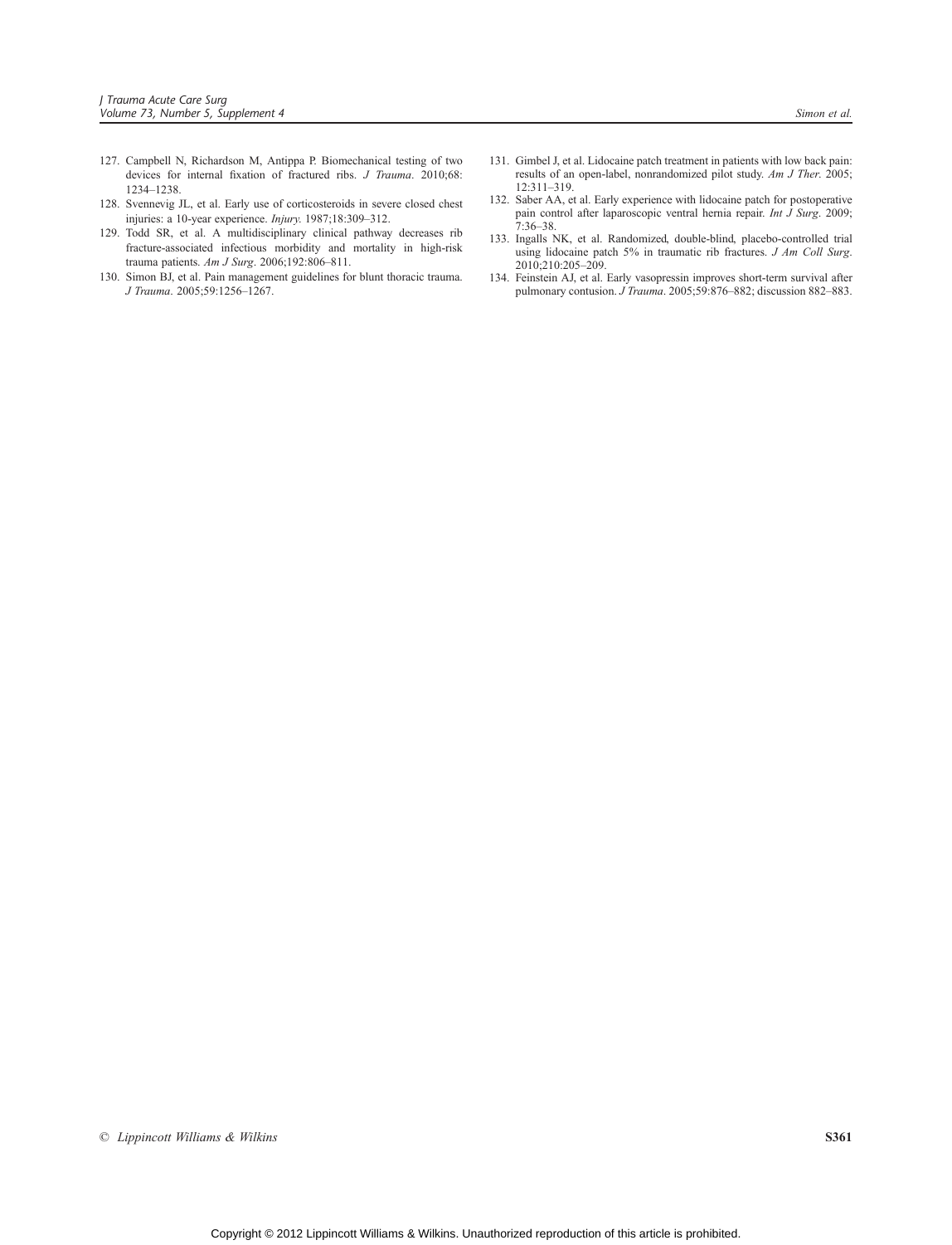127. Campbell N, Richardson M, Antippa P. Biomechanical testing of two devices for internal fixation of fractured ribs. *J Trauma*. 2010;68:1234–1238.
128. Svennevig JL, et al. Early use of corticosteroids in severe closed chest injuries: a 10-year experience. *Injury.* 1987;18:309–312.
129. Todd SR, et al. A multidisciplinary clinical pathway decreases rib fracture-associated infectious morbidity and mortality in high-risk trauma patients. *Am J Surg*. 2006;192:806–811.
130. Simon BJ, et al. Pain management guidelines for blunt thoracic trauma. *J Trauma*. 2005;59:1256–1267.
131. Gimbel J, et al. Lidocaine patch treatment in patients with low back pain: results of an open-label, nonrandomized pilot study. *Am J Ther*. 2005;12:311–319.
132. Saber AA, et al. Early experience with lidocaine patch for postoperative pain control after laparoscopic ventral hernia repair. *Int J Surg*. 2009;7:36–38.
133. Ingalls NK, et al. Randomized, double-blind, placebo-controlled trial using lidocaine patch 5% in traumatic rib fractures. *J Am Coll Surg*. 2010;210:205–209.
134. Feinstein AJ, et al. Early vasopressin improves short-term survival after pulmonary contusion. *J Trauma*. 2005;59:876–882; discussion 882–883.

© *Lippincott Williams & Wilkins*

Copyright © 2012 Lippincott Williams & Wilkins. Unauthorized reproduction of this article is prohibited.